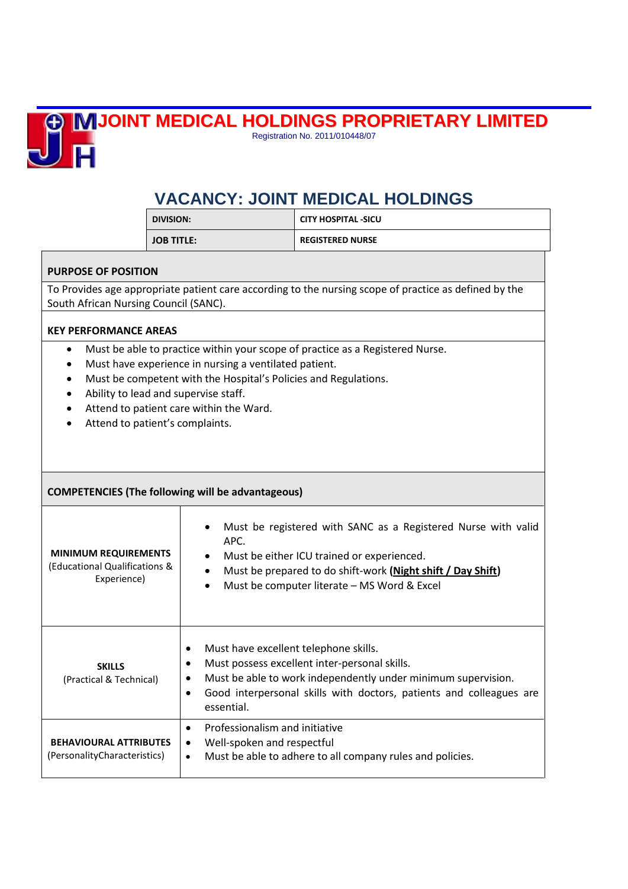# JOINT MEDICAL HOLDINGS PROPRIETARY LIMITED

Registration No. 2011/010448/07

## VACANCY: JOINT MEDICAL HOLDINGS

| **DIVISION:** | **CITY HOSPITAL -SICU** |
|---|---|
| **JOB TITLE:** | **REGISTERED NURSE** |

### PURPOSE OF POSITION

To Provides age appropriate patient care according to the nursing scope of practice as defined by the South African Nursing Council (SANC).

### KEY PERFORMANCE AREAS

- Must be able to practice within your scope of practice as a Registered Nurse.
- Must have experience in nursing a ventilated patient.
- Must be competent with the Hospital's Policies and Regulations.
- Ability to lead and supervise staff.
- Attend to patient care within the Ward.
- Attend to patient's complaints.

### COMPETENCIES (The following will be advantageous)

| | |
|---|---|
| **MINIMUM REQUIREMENTS** (Educational Qualifications & Experience) | • Must be registered with SANC as a Registered Nurse with valid APC.<br>• Must be either ICU trained or experienced.<br>• Must be prepared to do shift-work **(Night shift / Day Shift)**<br>• Must be computer literate – MS Word & Excel |
| **SKILLS** (Practical & Technical) | • Must have excellent telephone skills.<br>• Must possess excellent inter-personal skills.<br>• Must be able to work independently under minimum supervision.<br>• Good interpersonal skills with doctors, patients and colleagues are essential. |
| **BEHAVIOURAL ATTRIBUTES** (PersonalityCharacteristics) | • Professionalism and initiative<br>• Well-spoken and respectful<br>• Must be able to adhere to all company rules and policies. |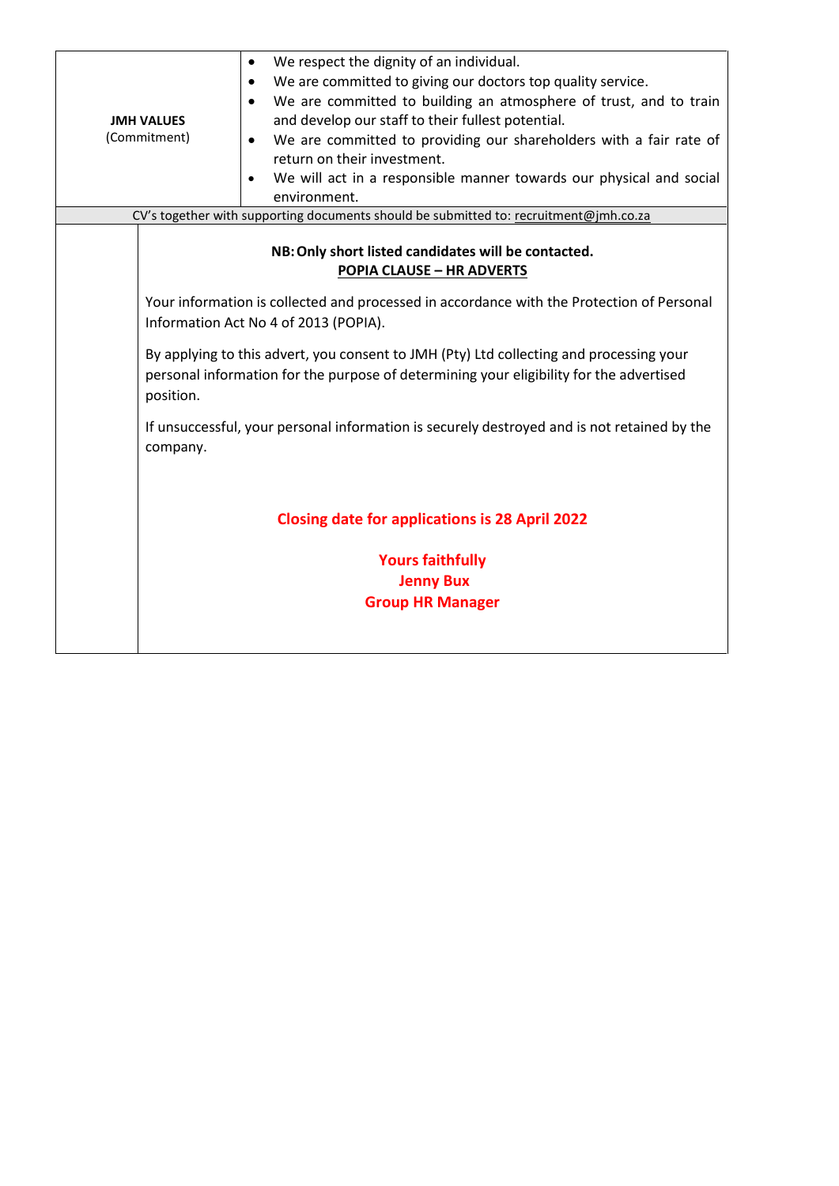| | |
|---|---|
| **JMH VALUES** (Commitment) | • We respect the dignity of an individual.<br>• We are committed to giving our doctors top quality service.<br>• We are committed to building an atmosphere of trust, and to train and develop our staff to their fullest potential.<br>• We are committed to providing our shareholders with a fair rate of return on their investment.<br>• We will act in a responsible manner towards our physical and social environment. |

CV's together with supporting documents should be submitted to: recruitment@jmh.co.za

**NB: Only short listed candidates will be contacted.**

**POPIA CLAUSE – HR ADVERTS**

Your information is collected and processed in accordance with the Protection of Personal Information Act No 4 of 2013 (POPIA).

By applying to this advert, you consent to JMH (Pty) Ltd collecting and processing your personal information for the purpose of determining your eligibility for the advertised position.

If unsuccessful, your personal information is securely destroyed and is not retained by the company.

**Closing date for applications is 28 April 2022**

**Yours faithfully**
**Jenny Bux**
**Group HR Manager**